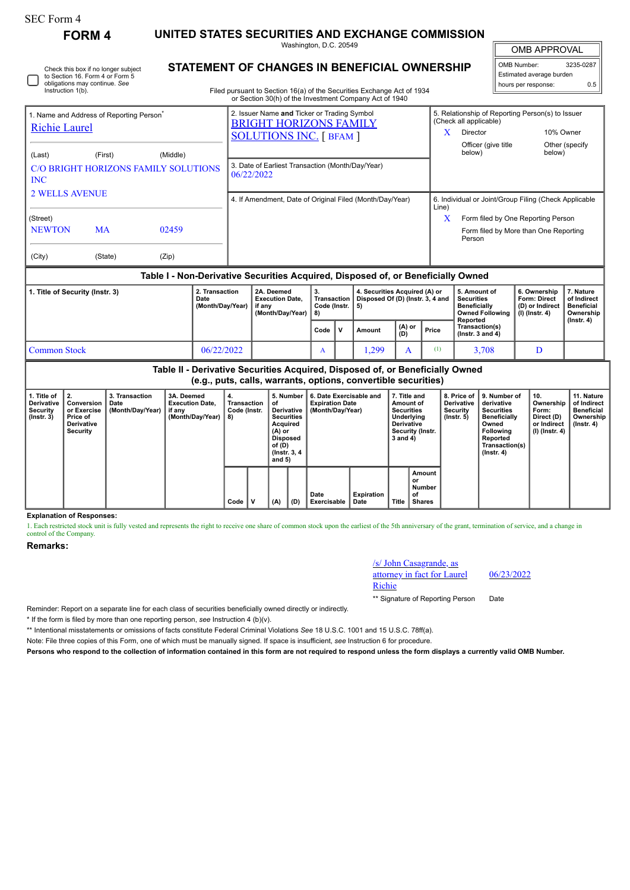SEC Form 4

**FORM 4**

# UNITED STATES SECURITIES AND EXCHANGE COMMISSION

Washington, D.C. 20549

## STATEMENT OF CHANGES IN BENEFICIAL OWNERSHIP

Filed pursuant to Section 16(a) of the Securities Exchange Act of 1934 or Section 30(h) of the Investment Company Act of 1940

| OMB APPROVAL | |
|---|---|
| OMB Number: | 3235-0287 |
| Estimated average burden | |
| hours per response: | 0.5 |

☐ Check this box if no longer subject to Section 16. Form 4 or Form 5 obligations may continue. *See* Instruction 1(b).

1. Name and Address of Reporting Person*
Richie Laurel

(Last) (First) (Middle)
C/O BRIGHT HORIZONS FAMILY SOLUTIONS INC
2 WELLS AVENUE

(Street)
NEWTON MA 02459

(City) (State) (Zip)

2. Issuer Name **and** Ticker or Trading Symbol
BRIGHT HORIZONS FAMILY SOLUTIONS INC. [ BFAM ]

3. Date of Earliest Transaction (Month/Day/Year)
06/22/2022

4. If Amendment, Date of Original Filed (Month/Day/Year)

5. Relationship of Reporting Person(s) to Issuer (Check all applicable)
X Director
10% Owner
Officer (give title below)
Other (specify below)

6. Individual or Joint/Group Filing (Check Applicable Line)
X Form filed by One Reporting Person
Form filed by More than One Reporting Person

### Table I - Non-Derivative Securities Acquired, Disposed of, or Beneficially Owned

| 1. Title of Security (Instr. 3) | 2. Transaction Date (Month/Day/Year) | 2A. Deemed Execution Date, if any (Month/Day/Year) | 3. Transaction Code (Instr. 8) | | 4. Securities Acquired (A) or Disposed Of (D) (Instr. 3, 4 and 5) | | | 5. Amount of Securities Beneficially Owned Following Reported Transaction(s) (Instr. 3 and 4) | 6. Ownership Form: Direct (D) or Indirect (I) (Instr. 4) | 7. Nature of Indirect Beneficial Ownership (Instr. 4) |
|---|---|---|---|---|---|---|---|---|---|---|
| | | | Code | V | Amount | (A) or (D) | Price | | | |
| Common Stock | 06/22/2022 | | A | | 1,299 | A | (1) | 3,708 | D | |

### Table II - Derivative Securities Acquired, Disposed of, or Beneficially Owned (e.g., puts, calls, warrants, options, convertible securities)

| 1. Title of Derivative Security (Instr. 3) | 2. Conversion or Exercise Price of Derivative Security | 3. Transaction Date (Month/Day/Year) | 3A. Deemed Execution Date, if any (Month/Day/Year) | 4. Transaction Code (Instr. 8) | | 5. Number of Derivative Securities Acquired (A) or Disposed of (D) (Instr. 3, 4 and 5) | | 6. Date Exercisable and Expiration Date (Month/Day/Year) | | 7. Title and Amount of Securities Underlying Derivative Security (Instr. 3 and 4) | | 8. Price of Derivative Security (Instr. 5) | 9. Number of derivative Securities Beneficially Owned Following Reported Transaction(s) (Instr. 4) | 10. Ownership Form: Direct (D) or Indirect (I) (Instr. 4) | 11. Nature of Indirect Beneficial Ownership (Instr. 4) |
|---|---|---|---|---|---|---|---|---|---|---|---|---|---|---|---|
| | | | | Code | V | (A) | (D) | Date Exercisable | Expiration Date | Title | Amount or Number of Shares | | | | |

**Explanation of Responses:**

1. Each restricted stock unit is fully vested and represents the right to receive one share of common stock upon the earliest of the 5th anniversary of the grant, termination of service, and a change in control of the Company.

**Remarks:**

/s/ John Casagrande, as attorney in fact for Laurel Richie — 06/23/2022

** Signature of Reporting Person — Date

Reminder: Report on a separate line for each class of securities beneficially owned directly or indirectly.

\* If the form is filed by more than one reporting person, *see* Instruction 4 (b)(v).

** Intentional misstatements or omissions of facts constitute Federal Criminal Violations *See* 18 U.S.C. 1001 and 15 U.S.C. 78ff(a).

Note: File three copies of this Form, one of which must be manually signed. If space is insufficient, *see* Instruction 6 for procedure.

**Persons who respond to the collection of information contained in this form are not required to respond unless the form displays a currently valid OMB Number.**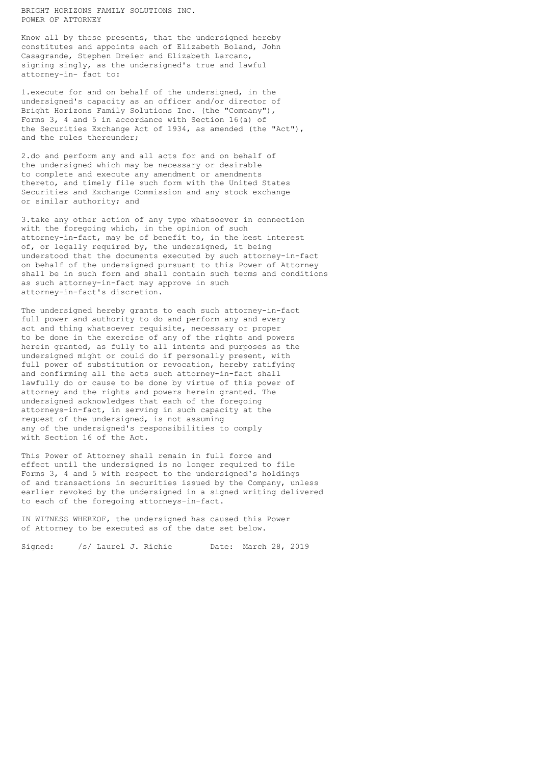BRIGHT HORIZONS FAMILY SOLUTIONS INC.
POWER OF ATTORNEY

Know all by these presents, that the undersigned hereby constitutes and appoints each of Elizabeth Boland, John Casagrande, Stephen Dreier and Elizabeth Larcano, signing singly, as the undersigned's true and lawful attorney-in- fact to:

1. execute for and on behalf of the undersigned, in the undersigned's capacity as an officer and/or director of Bright Horizons Family Solutions Inc. (the "Company"), Forms 3, 4 and 5 in accordance with Section 16(a) of the Securities Exchange Act of 1934, as amended (the "Act"), and the rules thereunder;

2. do and perform any and all acts for and on behalf of the undersigned which may be necessary or desirable to complete and execute any amendment or amendments thereto, and timely file such form with the United States Securities and Exchange Commission and any stock exchange or similar authority; and

3. take any other action of any type whatsoever in connection with the foregoing which, in the opinion of such attorney-in-fact, may be of benefit to, in the best interest of, or legally required by, the undersigned, it being understood that the documents executed by such attorney-in-fact on behalf of the undersigned pursuant to this Power of Attorney shall be in such form and shall contain such terms and conditions as such attorney-in-fact may approve in such attorney-in-fact's discretion.

The undersigned hereby grants to each such attorney-in-fact full power and authority to do and perform any and every act and thing whatsoever requisite, necessary or proper to be done in the exercise of any of the rights and powers herein granted, as fully to all intents and purposes as the undersigned might or could do if personally present, with full power of substitution or revocation, hereby ratifying and confirming all the acts such attorney-in-fact shall lawfully do or cause to be done by virtue of this power of attorney and the rights and powers herein granted. The undersigned acknowledges that each of the foregoing attorneys-in-fact, in serving in such capacity at the request of the undersigned, is not assuming any of the undersigned's responsibilities to comply with Section 16 of the Act.

This Power of Attorney shall remain in full force and effect until the undersigned is no longer required to file Forms 3, 4 and 5 with respect to the undersigned's holdings of and transactions in securities issued by the Company, unless earlier revoked by the undersigned in a signed writing delivered to each of the foregoing attorneys-in-fact.

IN WITNESS WHEREOF, the undersigned has caused this Power of Attorney to be executed as of the date set below.

Signed: /s/ Laurel J. Richie Date: March 28, 2019